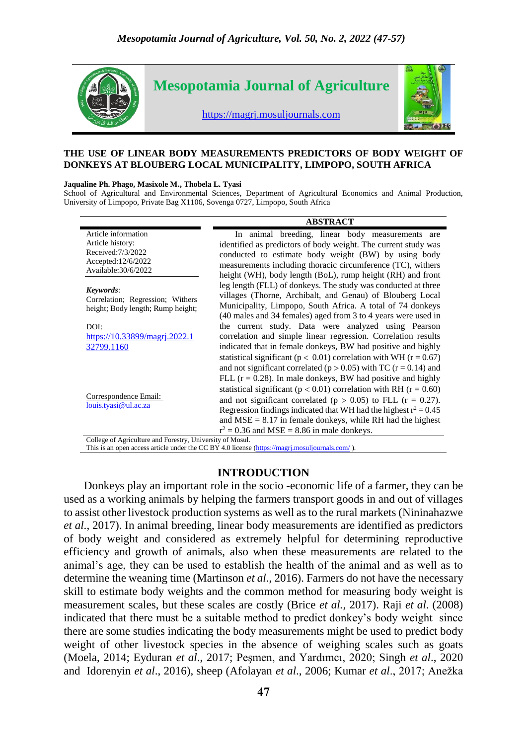# Mesopotamia Journal of Agriculture

https://magrj.mosuljournals.com

## THE USE OF LINEAR BODY MEASUREMENTS PREDICTORS OF BODY WEIGHT OF DONKEYS AT BLOUBERG LOCAL MUNICIPALITY, LIMPOPO, SOUTH AFRICA

**Jaqualine Ph. Phago, Masixole M., Thobela L. Tyasi**

School of Agricultural and Environmental Sciences, Department of Agricultural Economics and Animal Production, University of Limpopo, Private Bag X1106, Sovenga 0727, Limpopo, South Africa

Article information
Article history:
Received:7/3/2022
Accepted:12/6/2022
Available:30/6/2022

*Keywords*:
Correlation; Regression; Withers height; Body length; Rump height;

DOI:
https://10.33899/magrj.2022.132799.1160

Correspondence Email:
louis.tyasi@ul.ac.za

### ABSTRACT

In animal breeding, linear body measurements are identified as predictors of body weight. The current study was conducted to estimate body weight (BW) by using body measurements including thoracic circumference (TC), withers height (WH), body length (BoL), rump height (RH) and front leg length (FLL) of donkeys. The study was conducted at three villages (Thorne, Archibalt, and Genau) of Blouberg Local Municipality, Limpopo, South Africa. A total of 74 donkeys (40 males and 34 females) aged from 3 to 4 years were used in the current study. Data were analyzed using Pearson correlation and simple linear regression. Correlation results indicated that in female donkeys, BW had positive and highly statistical significant ($p < 0.01$) correlation with WH ($r = 0.67$) and not significant correlated ($p > 0.05$) with TC ($r = 0.14$) and FLL ($r = 0.28$). In male donkeys, BW had positive and highly statistical significant ($p < 0.01$) correlation with RH ($r = 0.60$) and not significant correlated ($p > 0.05$) to FLL ($r = 0.27$). Regression findings indicated that WH had the highest $r^2 = 0.45$ and MSE = 8.17 in female donkeys, while RH had the highest $r^2 = 0.36$ and MSE = 8.86 in male donkeys.

College of Agriculture and Forestry, University of Mosul.
This is an open access article under the CC BY 4.0 license (https://magrj.mosuljournals.com/ ).

## INTRODUCTION

Donkeys play an important role in the socio -economic life of a farmer, they can be used as a working animals by helping the farmers transport goods in and out of villages to assist other livestock production systems as well as to the rural markets (Nininahazwe *et al*., 2017). In animal breeding, linear body measurements are identified as predictors of body weight and considered as extremely helpful for determining reproductive efficiency and growth of animals, also when these measurements are related to the animal's age, they can be used to establish the health of the animal and as well as to determine the weaning time (Martinson *et al*., 2016). Farmers do not have the necessary skill to estimate body weights and the common method for measuring body weight is measurement scales, but these scales are costly (Brice *et al.,* 2017). Raji *et al*. (2008) indicated that there must be a suitable method to predict donkey's body weight since there are some studies indicating the body measurements might be used to predict body weight of other livestock species in the absence of weighing scales such as goats (Moela, 2014; Eyduran *et al*., 2017; Peşmen, and Yardımcı, 2020; Singh *et al*., 2020 and Idorenyin *et al*., 2016), sheep (Afolayan *et al*., 2006; Kumar *et al*., 2017; Anežka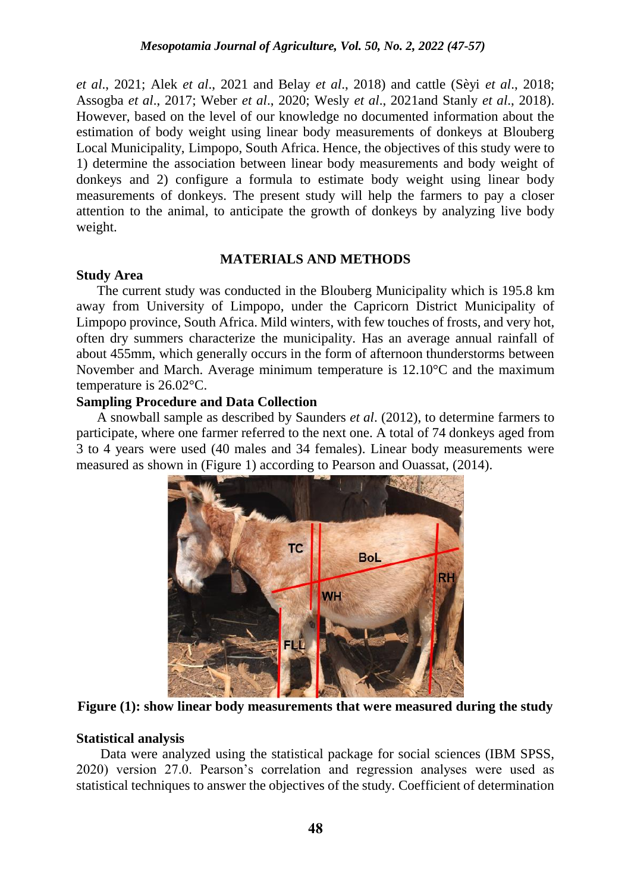*et al*., 2021; Alek *et al*., 2021 and Belay *et al*., 2018) and cattle (Sèyi *et al*., 2018; Assogba *et al*., 2017; Weber *et al*., 2020; Wesly *et al*., 2021and Stanly *et al*., 2018). However, based on the level of our knowledge no documented information about the estimation of body weight using linear body measurements of donkeys at Blouberg Local Municipality, Limpopo, South Africa. Hence, the objectives of this study were to 1) determine the association between linear body measurements and body weight of donkeys and 2) configure a formula to estimate body weight using linear body measurements of donkeys. The present study will help the farmers to pay a closer attention to the animal, to anticipate the growth of donkeys by analyzing live body weight.

## MATERIALS AND METHODS

### Study Area

The current study was conducted in the Blouberg Municipality which is 195.8 km away from University of Limpopo, under the Capricorn District Municipality of Limpopo province, South Africa. Mild winters, with few touches of frosts, and very hot, often dry summers characterize the municipality. Has an average annual rainfall of about 455mm, which generally occurs in the form of afternoon thunderstorms between November and March. Average minimum temperature is 12.10°C and the maximum temperature is 26.02°C.

### Sampling Procedure and Data Collection

A snowball sample as described by Saunders *et al*. (2012), to determine farmers to participate, where one farmer referred to the next one. A total of 74 donkeys aged from 3 to 4 years were used (40 males and 34 females). Linear body measurements were measured as shown in (Figure 1) according to Pearson and Ouassat, (2014).

**Figure (1): show linear body measurements that were measured during the study**

### Statistical analysis

Data were analyzed using the statistical package for social sciences (IBM SPSS, 2020) version 27.0. Pearson's correlation and regression analyses were used as statistical techniques to answer the objectives of the study. Coefficient of determination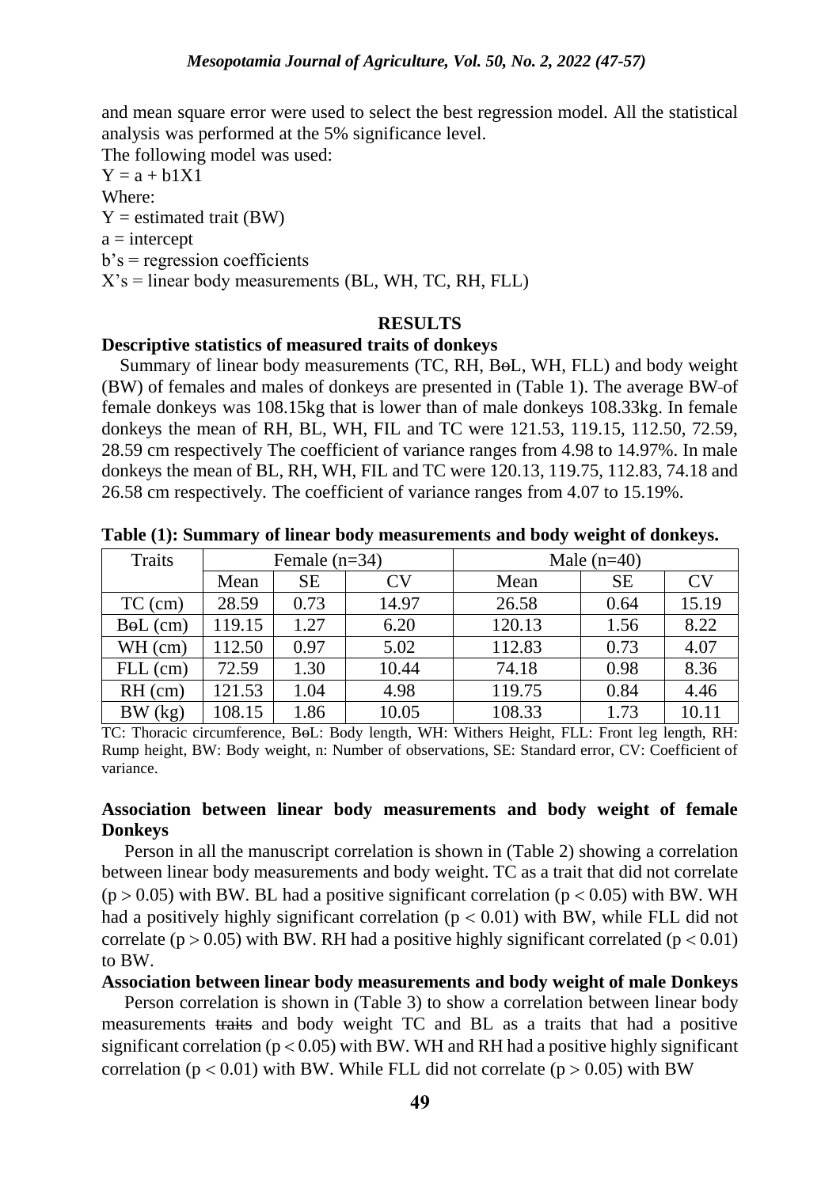and mean square error were used to select the best regression model. All the statistical analysis was performed at the 5% significance level.

The following model was used:

$Y = a + b1X1$

Where:

$Y$ = estimated trait (BW)

$a$ = intercept

$b$'s = regression coefficients

$X$'s = linear body measurements (BL, WH, TC, RH, FLL)

## RESULTS

### Descriptive statistics of measured traits of donkeys

Summary of linear body measurements (TC, RH, BoL, WH, FLL) and body weight (BW) of females and males of donkeys are presented in (Table 1). The average BW of female donkeys was 108.15kg that is lower than of male donkeys 108.33kg. In female donkeys the mean of RH, BL, WH, FIL and TC were 121.53, 119.15, 112.50, 72.59, 28.59 cm respectively The coefficient of variance ranges from 4.98 to 14.97%. In male donkeys the mean of BL, RH, WH, FIL and TC were 120.13, 119.75, 112.83, 74.18 and 26.58 cm respectively. The coefficient of variance ranges from 4.07 to 15.19%.

**Table (1): Summary of linear body measurements and body weight of donkeys.**

| Traits | Female (n=34) | | | Male (n=40) | | |
|---|---|---|---|---|---|---|
| | Mean | SE | CV | Mean | SE | CV |
| TC (cm) | 28.59 | 0.73 | 14.97 | 26.58 | 0.64 | 15.19 |
| BoL (cm) | 119.15 | 1.27 | 6.20 | 120.13 | 1.56 | 8.22 |
| WH (cm) | 112.50 | 0.97 | 5.02 | 112.83 | 0.73 | 4.07 |
| FLL (cm) | 72.59 | 1.30 | 10.44 | 74.18 | 0.98 | 8.36 |
| RH (cm) | 121.53 | 1.04 | 4.98 | 119.75 | 0.84 | 4.46 |
| BW (kg) | 108.15 | 1.86 | 10.05 | 108.33 | 1.73 | 10.11 |

TC: Thoracic circumference, BoL: Body length, WH: Withers Height, FLL: Front leg length, RH: Rump height, BW: Body weight, n: Number of observations, SE: Standard error, CV: Coefficient of variance.

### Association between linear body measurements and body weight of female Donkeys

Person in all the manuscript correlation is shown in (Table 2) showing a correlation between linear body measurements and body weight. TC as a trait that did not correlate ($p > 0.05$) with BW. BL had a positive significant correlation ($p < 0.05$) with BW. WH had a positively highly significant correlation ($p < 0.01$) with BW, while FLL did not correlate ($p > 0.05$) with BW. RH had a positive highly significant correlated ($p < 0.01$) to BW.

### Association between linear body measurements and body weight of male Donkeys

Person correlation is shown in (Table 3) to show a correlation between linear body measurements ~~traits~~ and body weight TC and BL as a traits that had a positive significant correlation ($p < 0.05$) with BW. WH and RH had a positive highly significant correlation ($p < 0.01$) with BW. While FLL did not correlate ($p > 0.05$) with BW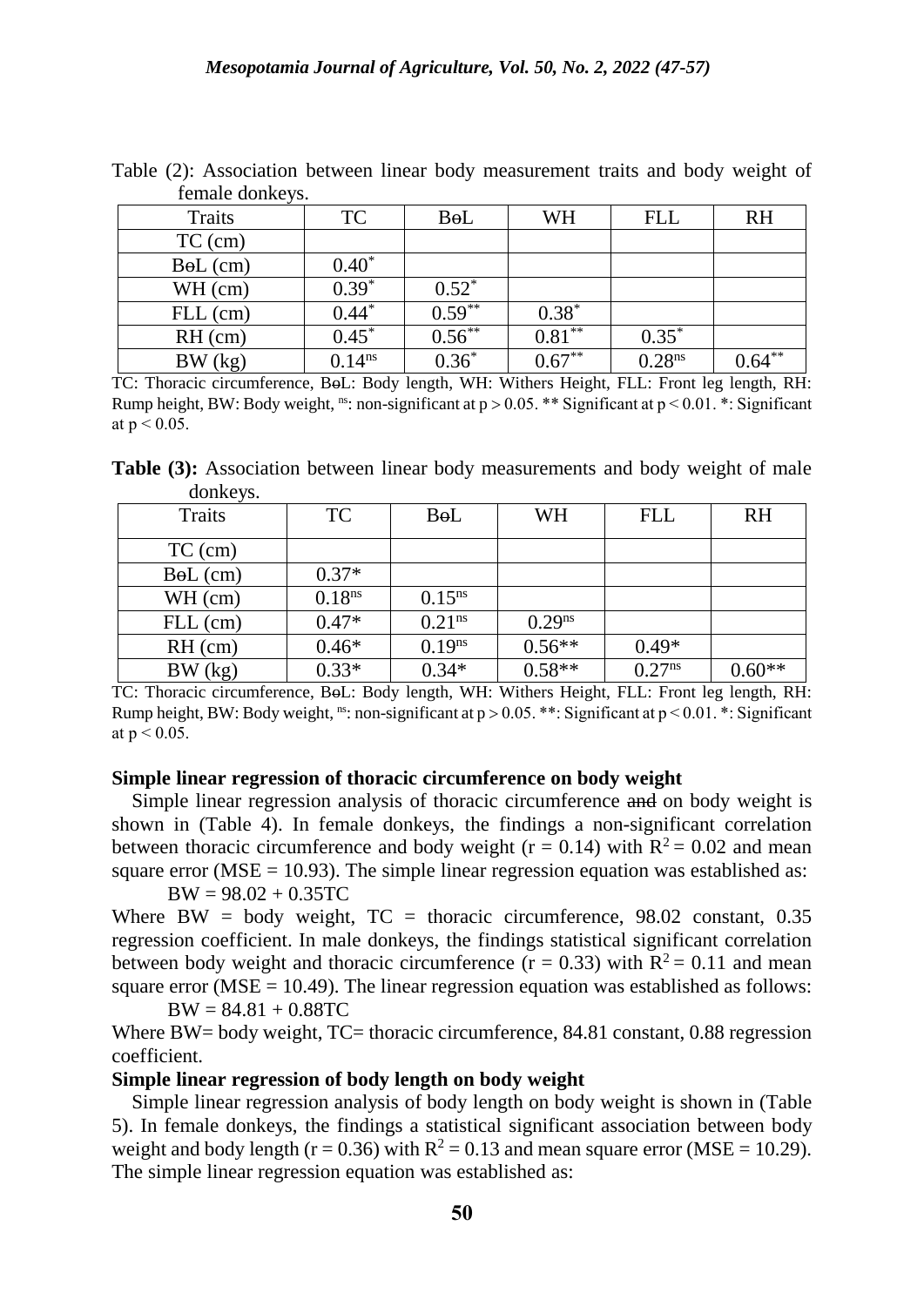Table (2): Association between linear body measurement traits and body weight of female donkeys.

| Traits | TC | BeL | WH | FLL | RH |
|---|---|---|---|---|---|
| TC (cm) | | | | | |
| BeL (cm) | $0.40^{*}$ | | | | |
| WH (cm) | $0.39^{*}$ | $0.52^{*}$ | | | |
| FLL (cm) | $0.44^{*}$ | $0.59^{**}$ | $0.38^{*}$ | | |
| RH (cm) | $0.45^{*}$ | $0.56^{**}$ | $0.81^{**}$ | $0.35^{*}$ | |
| BW (kg) | $0.14^{ns}$ | $0.36^{*}$ | $0.67^{**}$ | $0.28^{ns}$ | $0.64^{**}$ |

TC: Thoracic circumference, BeL: Body length, WH: Withers Height, FLL: Front leg length, RH: Rump height, BW: Body weight, $^{ns}$: non-significant at $p > 0.05$. ** Significant at $p < 0.01$. *: Significant at $p < 0.05$.

**Table (3):** Association between linear body measurements and body weight of male donkeys.

| Traits | TC | BeL | WH | FLL | RH |
|---|---|---|---|---|---|
| TC (cm) | | | | | |
| BeL (cm) | 0.37* | | | | |
| WH (cm) | $0.18^{ns}$ | $0.15^{ns}$ | | | |
| FLL (cm) | 0.47* | $0.21^{ns}$ | $0.29^{ns}$ | | |
| RH (cm) | 0.46* | $0.19^{ns}$ | 0.56** | 0.49* | |
| BW (kg) | 0.33* | 0.34* | 0.58** | $0.27^{ns}$ | 0.60** |

TC: Thoracic circumference, BeL: Body length, WH: Withers Height, FLL: Front leg length, RH: Rump height, BW: Body weight, $^{ns}$: non-significant at $p > 0.05$. **: Significant at $p < 0.01$. *: Significant at $p < 0.05$.

**Simple linear regression of thoracic circumference on body weight**

Simple linear regression analysis of thoracic circumference ~~and~~ on body weight is shown in (Table 4). In female donkeys, the findings a non-significant correlation between thoracic circumference and body weight ($r = 0.14$) with $R^2 = 0.02$ and mean square error (MSE = 10.93). The simple linear regression equation was established as:

$$BW = 98.02 + 0.35TC$$

Where BW = body weight, TC = thoracic circumference, 98.02 constant, 0.35 regression coefficient. In male donkeys, the findings statistical significant correlation between body weight and thoracic circumference ($r = 0.33$) with $R^2 = 0.11$ and mean square error (MSE = 10.49). The linear regression equation was established as follows:

$$BW = 84.81 + 0.88TC$$

Where BW= body weight, TC= thoracic circumference, 84.81 constant, 0.88 regression coefficient.

**Simple linear regression of body length on body weight**

Simple linear regression analysis of body length on body weight is shown in (Table 5). In female donkeys, the findings a statistical significant association between body weight and body length ($r = 0.36$) with $R^2 = 0.13$ and mean square error (MSE = 10.29). The simple linear regression equation was established as: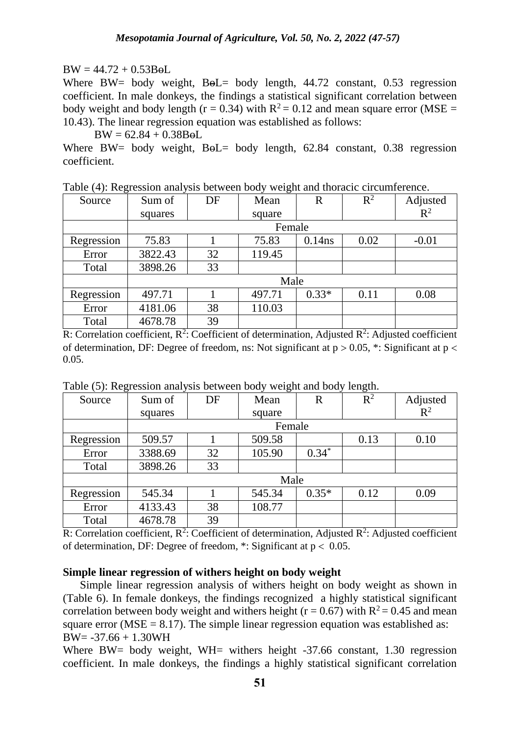BW = 44.72 + 0.53BɵL

Where BW= body weight, BɵL= body length, 44.72 constant, 0.53 regression coefficient. In male donkeys, the findings a statistical significant correlation between body weight and body length ($r = 0.34$) with $R^2 = 0.12$ and mean square error (MSE = 10.43). The linear regression equation was established as follows:

BW = 62.84 + 0.38BɵL

Where BW= body weight, BɵL= body length, 62.84 constant, 0.38 regression coefficient.

Table (4): Regression analysis between body weight and thoracic circumference.

| Source | Sum of squares | DF | Mean square | R | $R^2$ | Adjusted $R^2$ |
|---|---|---|---|---|---|---|
| | Female | | | | | |
| Regression | 75.83 | 1 | 75.83 | 0.14ns | 0.02 | -0.01 |
| Error | 3822.43 | 32 | 119.45 | | | |
| Total | 3898.26 | 33 | | | | |
| | Male | | | | | |
| Regression | 497.71 | 1 | 497.71 | 0.33* | 0.11 | 0.08 |
| Error | 4181.06 | 38 | 110.03 | | | |
| Total | 4678.78 | 39 | | | | |

R: Correlation coefficient, $R^2$: Coefficient of determination, Adjusted $R^2$: Adjusted coefficient of determination, DF: Degree of freedom, ns: Not significant at $p > 0.05$, *: Significant at $p < 0.05$.

Table (5): Regression analysis between body weight and body length.

| Source | Sum of squares | DF | Mean square | R | $R^2$ | Adjusted $R^2$ |
|---|---|---|---|---|---|---|
| | Female | | | | | |
| Regression | 509.57 | 1 | 509.58 | | 0.13 | 0.10 |
| Error | 3388.69 | 32 | 105.90 | $0.34^*$ | | |
| Total | 3898.26 | 33 | | | | |
| | Male | | | | | |
| Regression | 545.34 | 1 | 545.34 | 0.35* | 0.12 | 0.09 |
| Error | 4133.43 | 38 | 108.77 | | | |
| Total | 4678.78 | 39 | | | | |

R: Correlation coefficient, $R^2$: Coefficient of determination, Adjusted $R^2$: Adjusted coefficient of determination, DF: Degree of freedom, *: Significant at $p < 0.05$.

**Simple linear regression of withers height on body weight**

Simple linear regression analysis of withers height on body weight as shown in (Table 6). In female donkeys, the findings recognized a highly statistical significant correlation between body weight and withers height ($r = 0.67$) with $R^2 = 0.45$ and mean square error (MSE = 8.17). The simple linear regression equation was established as:

BW= -37.66 + 1.30WH

Where BW= body weight, WH= withers height -37.66 constant, 1.30 regression coefficient. In male donkeys, the findings a highly statistical significant correlation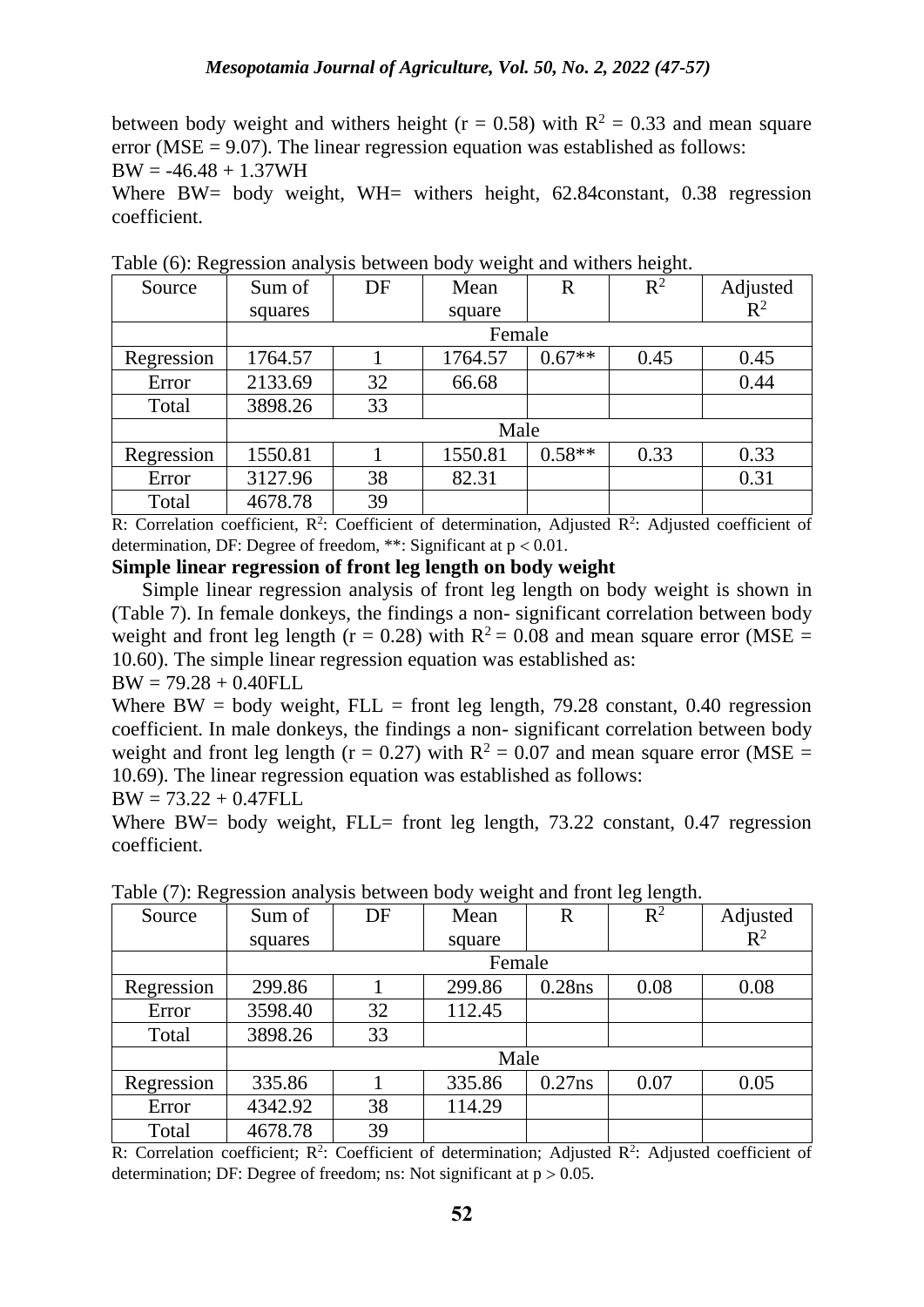between body weight and withers height ($r = 0.58$) with $R^2 = 0.33$ and mean square error ($MSE = 9.07$). The linear regression equation was established as follows:

$BW = -46.48 + 1.37WH$

Where BW= body weight, WH= withers height, 62.84constant, 0.38 regression coefficient.

Table (6): Regression analysis between body weight and withers height.

| Source | Sum of squares | DF | Mean square | R | $R^2$ | Adjusted $R^2$ |
|---|---|---|---|---|---|---|
| | Female | | | | | |
| Regression | 1764.57 | 1 | 1764.57 | 0.67** | 0.45 | 0.45 |
| Error | 2133.69 | 32 | 66.68 | | | 0.44 |
| Total | 3898.26 | 33 | | | | |
| | Male | | | | | |
| Regression | 1550.81 | 1 | 1550.81 | 0.58** | 0.33 | 0.33 |
| Error | 3127.96 | 38 | 82.31 | | | 0.31 |
| Total | 4678.78 | 39 | | | | |

R: Correlation coefficient, $R^2$: Coefficient of determination, Adjusted $R^2$: Adjusted coefficient of determination, DF: Degree of freedom, **: Significant at $p < 0.01$.

**Simple linear regression of front leg length on body weight**

Simple linear regression analysis of front leg length on body weight is shown in (Table 7). In female donkeys, the findings a non- significant correlation between body weight and front leg length ($r = 0.28$) with $R^2 = 0.08$ and mean square error ($MSE = 10.60$). The simple linear regression equation was established as:

$BW = 79.28 + 0.40FLL$

Where BW = body weight, FLL = front leg length, 79.28 constant, 0.40 regression coefficient. In male donkeys, the findings a non- significant correlation between body weight and front leg length ($r = 0.27$) with $R^2 = 0.07$ and mean square error ($MSE = 10.69$). The linear regression equation was established as follows:

$BW = 73.22 + 0.47FLL$

Where BW= body weight, FLL= front leg length, 73.22 constant, 0.47 regression coefficient.

Table (7): Regression analysis between body weight and front leg length.

| Source | Sum of squares | DF | Mean square | R | $R^2$ | Adjusted $R^2$ |
|---|---|---|---|---|---|---|
| | Female | | | | | |
| Regression | 299.86 | 1 | 299.86 | 0.28ns | 0.08 | 0.08 |
| Error | 3598.40 | 32 | 112.45 | | | |
| Total | 3898.26 | 33 | | | | |
| | Male | | | | | |
| Regression | 335.86 | 1 | 335.86 | 0.27ns | 0.07 | 0.05 |
| Error | 4342.92 | 38 | 114.29 | | | |
| Total | 4678.78 | 39 | | | | |

R: Correlation coefficient; $R^2$: Coefficient of determination; Adjusted $R^2$: Adjusted coefficient of determination; DF: Degree of freedom; ns: Not significant at $p > 0.05$.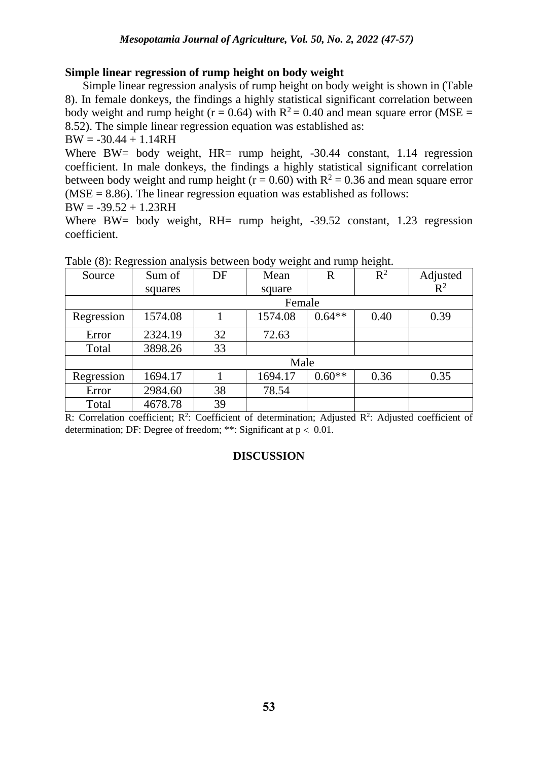### Simple linear regression of rump height on body weight

Simple linear regression analysis of rump height on body weight is shown in (Table 8). In female donkeys, the findings a highly statistical significant correlation between body weight and rump height ($r = 0.64$) with $R^2 = 0.40$ and mean square error ($MSE = 8.52$). The simple linear regression equation was established as:

$BW = -30.44 + 1.14RH$

Where BW= body weight, HR= rump height, -30.44 constant, 1.14 regression coefficient. In male donkeys, the findings a highly statistical significant correlation between body weight and rump height ($r = 0.60$) with $R^2 = 0.36$ and mean square error ($MSE = 8.86$). The linear regression equation was established as follows:

$BW = -39.52 + 1.23RH$

Where BW= body weight, RH= rump height, -39.52 constant, 1.23 regression coefficient.

Table (8): Regression analysis between body weight and rump height.

| Source | Sum of squares | DF | Mean square | R | $R^2$ | Adjusted $R^2$ |
|---|---|---|---|---|---|---|
| | Female | | | | | |
| Regression | 1574.08 | 1 | 1574.08 | 0.64** | 0.40 | 0.39 |
| Error | 2324.19 | 32 | 72.63 | | | |
| Total | 3898.26 | 33 | | | | |
| | Male | | | | | |
| Regression | 1694.17 | 1 | 1694.17 | 0.60** | 0.36 | 0.35 |
| Error | 2984.60 | 38 | 78.54 | | | |
| Total | 4678.78 | 39 | | | | |

R: Correlation coefficient; $R^2$: Coefficient of determination; Adjusted $R^2$: Adjusted coefficient of determination; DF: Degree of freedom; **: Significant at $p < 0.01$.

## DISCUSSION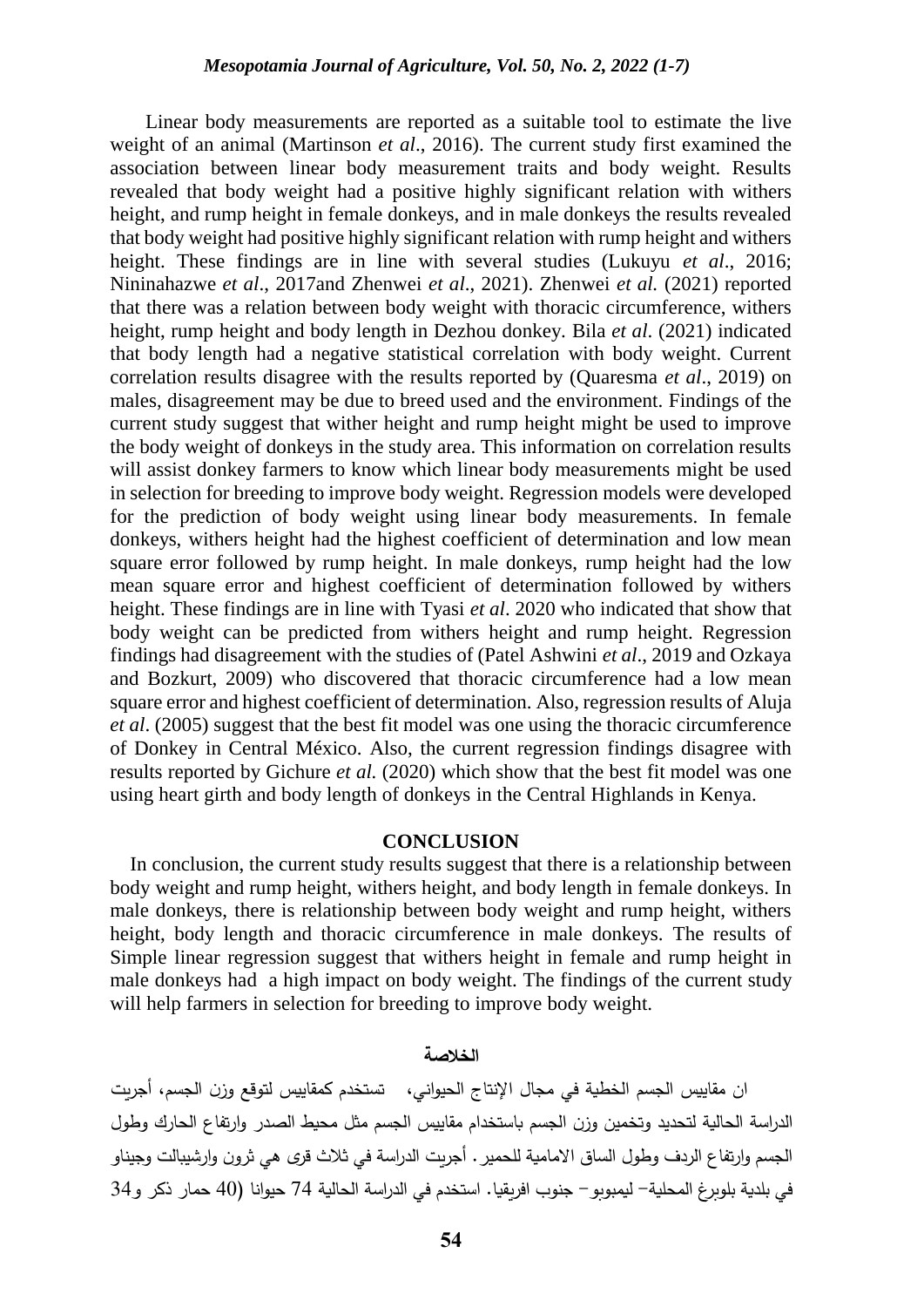Linear body measurements are reported as a suitable tool to estimate the live weight of an animal (Martinson *et al*., 2016). The current study first examined the association between linear body measurement traits and body weight. Results revealed that body weight had a positive highly significant relation with withers height, and rump height in female donkeys, and in male donkeys the results revealed that body weight had positive highly significant relation with rump height and withers height. These findings are in line with several studies (Lukuyu *et al*., 2016; Nininahazwe *et al*., 2017and Zhenwei *et al*., 2021). Zhenwei *et al.* (2021) reported that there was a relation between body weight with thoracic circumference, withers height, rump height and body length in Dezhou donkey. Bila *et al.* (2021) indicated that body length had a negative statistical correlation with body weight. Current correlation results disagree with the results reported by (Quaresma *et al*., 2019) on males, disagreement may be due to breed used and the environment. Findings of the current study suggest that wither height and rump height might be used to improve the body weight of donkeys in the study area. This information on correlation results will assist donkey farmers to know which linear body measurements might be used in selection for breeding to improve body weight. Regression models were developed for the prediction of body weight using linear body measurements. In female donkeys, withers height had the highest coefficient of determination and low mean square error followed by rump height. In male donkeys, rump height had the low mean square error and highest coefficient of determination followed by withers height. These findings are in line with Tyasi *et al*. 2020 who indicated that show that body weight can be predicted from withers height and rump height. Regression findings had disagreement with the studies of (Patel Ashwini *et al*., 2019 and Ozkaya and Bozkurt, 2009) who discovered that thoracic circumference had a low mean square error and highest coefficient of determination. Also, regression results of Aluja *et al*. (2005) suggest that the best fit model was one using the thoracic circumference of Donkey in Central México. Also, the current regression findings disagree with results reported by Gichure *et al.* (2020) which show that the best fit model was one using heart girth and body length of donkeys in the Central Highlands in Kenya.

## CONCLUSION

In conclusion, the current study results suggest that there is a relationship between body weight and rump height, withers height, and body length in female donkeys. In male donkeys, there is relationship between body weight and rump height, withers height, body length and thoracic circumference in male donkeys. The results of Simple linear regression suggest that withers height in female and rump height in male donkeys had a high impact on body weight. The findings of the current study will help farmers in selection for breeding to improve body weight.

## الخلاصة

ان مقاييس الجسم الخطية في مجال الإنتاج الحيواني، تستخدم كمقاييس لتوقع وزن الجسم، أجريت الدراسة الحالية لتحديد وتخمين وزن الجسم باستخدام مقاييس الجسم مثل محيط الصدر وارتفاع الحارك وطول الجسم وارتفاع الردف وطول الساق الامامية للحمير. أجريت الدراسة في ثلاث قرى هي ثرون وارشيبالت وجيناو في بلدية بلوبرغ المحلية- ليمبوبو- جنوب افريقيا. استخدم في الدراسة الحالية 74 حيوانا (40 حمار ذكر و34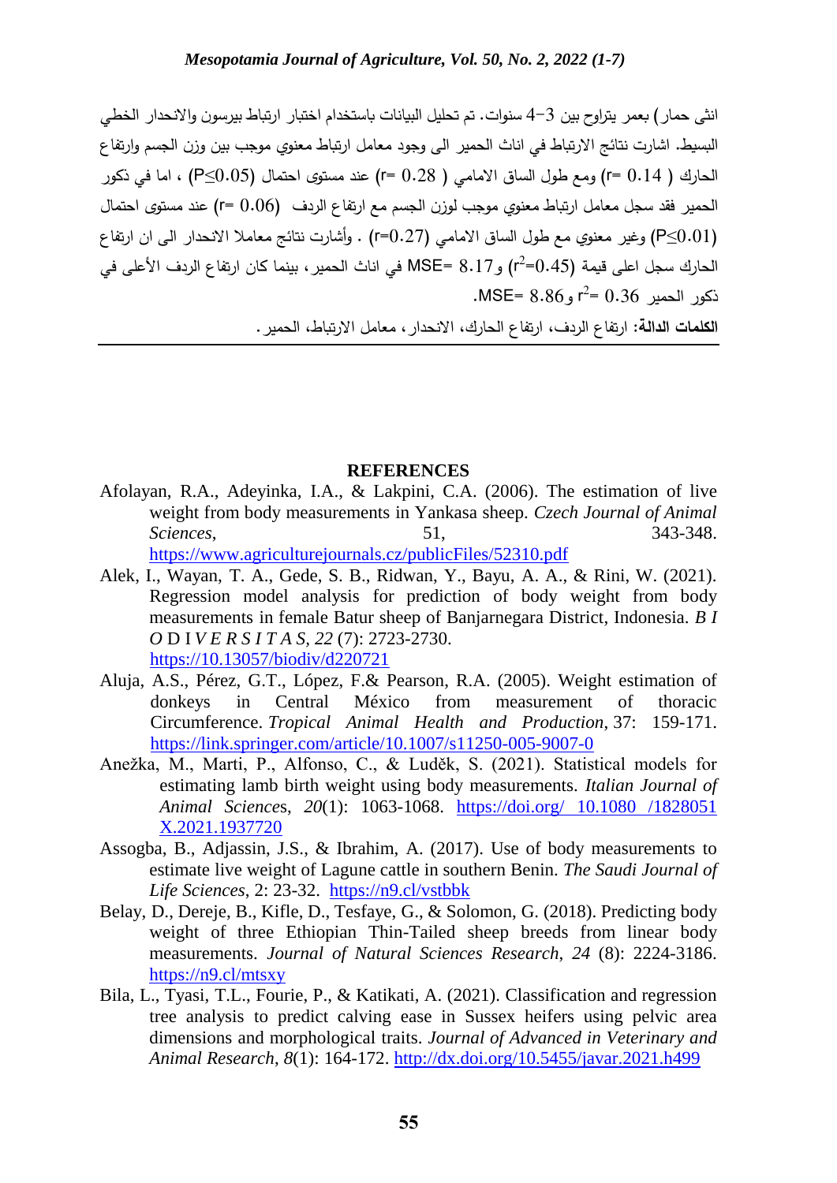انثى حمار) بعمر يتراوح بين 3−4 سنوات. تم تحليل البيانات باستخدام اختبار ارتباط بيرسون والانحدار الخطي البسيط. اشارت نتائج الارتباط في اناث الحمير الى وجود معامل ارتباط معنوي موجب بين وزن الجسم وارتفاع الحارك ( 0.14 =r) ومع طول الساق الامامي ( 0.28 =r) عند مستوى احتمال (P≤0.05) ، اما في ذكور الحمير فقد سجل معامل ارتباط معنوي موجب لوزن الجسم مع ارتفاع الردف (0.06 =r) عند مستوى احتمال (P≤0.01) وغير معنوي مع طول الساق الامامي (r=0.27) . وأشارت نتائج معاملا الانحدار الى ان ارتفاع الحارك سجل اعلى قيمة ($r^2$=0.45) و MSE= 8.17 في اناث الحمير، بينما كان ارتفاع الردف الأعلى في ذكور الحمير $r^2$= 0.36 و MSE= 8.86.

**الكلمات الدالة:** ارتفاع الردف، ارتفاع الحارك، الانحدار، معامل الارتباط، الحمير.

## REFERENCES

Afolayan, R.A., Adeyinka, I.A., & Lakpini, C.A. (2006). The estimation of live weight from body measurements in Yankasa sheep. *Czech Journal of Animal Sciences*, 51, 343-348. https://www.agriculturejournals.cz/publicFiles/52310.pdf

Alek, I., Wayan, T. A., Gede, S. B., Ridwan, Y., Bayu, A. A., & Rini, W. (2021). Regression model analysis for prediction of body weight from body measurements in female Batur sheep of Banjarnegara District, Indonesia. *B I O* D I *V E R S I T A S*, *22* (7): 2723-2730. https://10.13057/biodiv/d220721

Aluja, A.S., Pérez, G.T., López, F.& Pearson, R.A. (2005). Weight estimation of donkeys in Central México from measurement of thoracic Circumference. *Tropical Animal Health and Production*, 37: 159-171. https://link.springer.com/article/10.1007/s11250-005-9007-0

Anežka, M., Marti, P., Alfonso, C., & Luděk, S. (2021). Statistical models for estimating lamb birth weight using body measurements. *Italian Journal of Animal Sciences*, *20*(1): 1063-1068. https://doi.org/ 10.1080 /1828051X.2021.1937720

Assogba, B., Adjassin, J.S., & Ibrahim, A. (2017). Use of body measurements to estimate live weight of Lagune cattle in southern Benin. *The Saudi Journal of Life Sciences*, 2: 23-32. https://n9.cl/vstbbk

Belay, D., Dereje, B., Kifle, D., Tesfaye, G., & Solomon, G. (2018). Predicting body weight of three Ethiopian Thin-Tailed sheep breeds from linear body measurements. *Journal of Natural Sciences Research*, *24* (8): 2224-3186. https://n9.cl/mtsxy

Bila, L., Tyasi, T.L., Fourie, P., & Katikati, A. (2021). Classification and regression tree analysis to predict calving ease in Sussex heifers using pelvic area dimensions and morphological traits. *Journal of Advanced in Veterinary and Animal Research*, *8*(1): 164-172. http://dx.doi.org/10.5455/javar.2021.h499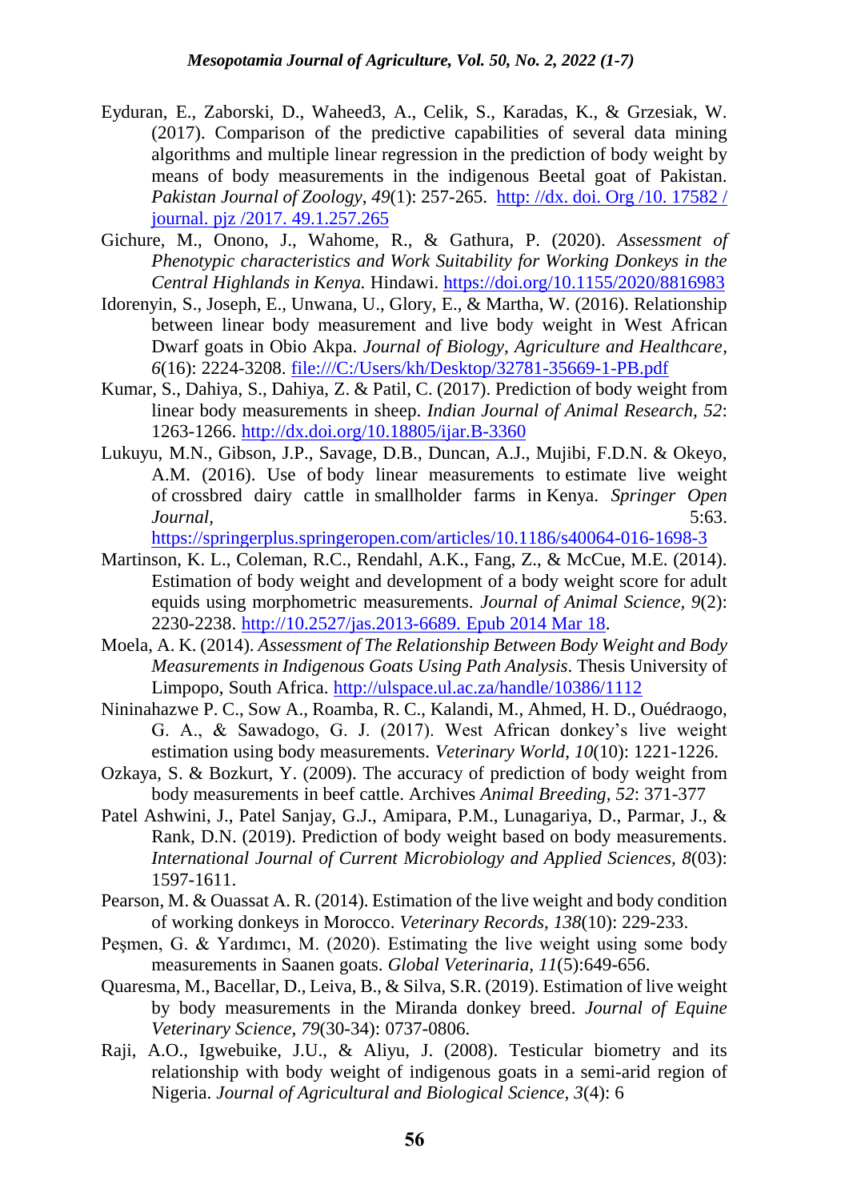Eyduran, E., Zaborski, D., Waheed3, A., Celik, S., Karadas, K., & Grzesiak, W. (2017). Comparison of the predictive capabilities of several data mining algorithms and multiple linear regression in the prediction of body weight by means of body measurements in the indigenous Beetal goat of Pakistan. *Pakistan Journal of Zoology, 49*(1): 257-265. http: //dx. doi. Org /10. 17582 / journal. pjz /2017. 49.1.257.265

Gichure, M., Onono, J., Wahome, R., & Gathura, P. (2020). *Assessment of Phenotypic characteristics and Work Suitability for Working Donkeys in the Central Highlands in Kenya.* Hindawi. https://doi.org/10.1155/2020/8816983

Idorenyin, S., Joseph, E., Unwana, U., Glory, E., & Martha, W. (2016). Relationship between linear body measurement and live body weight in West African Dwarf goats in Obio Akpa. *Journal of Biology, Agriculture and Healthcare, 6*(16): 2224-3208. file:///C:/Users/kh/Desktop/32781-35669-1-PB.pdf

Kumar, S., Dahiya, S., Dahiya, Z. & Patil, C. (2017). Prediction of body weight from linear body measurements in sheep. *Indian Journal of Animal Research, 52*: 1263-1266. http://dx.doi.org/10.18805/ijar.B-3360

Lukuyu, M.N., Gibson, J.P., Savage, D.B., Duncan, A.J., Mujibi, F.D.N. & Okeyo, A.M. (2016). Use of body linear measurements to estimate live weight of crossbred dairy cattle in smallholder farms in Kenya. *Springer Open Journal,* 5:63. https://springerplus.springeropen.com/articles/10.1186/s40064-016-1698-3

Martinson, K. L., Coleman, R.C., Rendahl, A.K., Fang, Z., & McCue, M.E. (2014). Estimation of body weight and development of a body weight score for adult equids using morphometric measurements. *Journal of Animal Science, 9*(2): 2230-2238. http://10.2527/jas.2013-6689. Epub 2014 Mar 18.

Moela, A. K. (2014). *Assessment of The Relationship Between Body Weight and Body Measurements in Indigenous Goats Using Path Analysis*. Thesis University of Limpopo, South Africa. http://ulspace.ul.ac.za/handle/10386/1112

Nininahazwe P. C., Sow A., Roamba, R. C., Kalandi, M., Ahmed, H. D., Ouédraogo, G. A., & Sawadogo, G. J. (2017). West African donkey's live weight estimation using body measurements. *Veterinary World, 10*(10): 1221-1226.

Ozkaya, S. & Bozkurt, Y. (2009). The accuracy of prediction of body weight from body measurements in beef cattle. Archives *Animal Breeding, 52*: 371-377

Patel Ashwini, J., Patel Sanjay, G.J., Amipara, P.M., Lunagariya, D., Parmar, J., & Rank, D.N. (2019). Prediction of body weight based on body measurements. *International Journal of Current Microbiology and Applied Sciences, 8*(03): 1597-1611.

Pearson, M. & Ouassat A. R. (2014). Estimation of the live weight and body condition of working donkeys in Morocco. *Veterinary Records, 138*(10): 229-233.

Peşmen, G. & Yardımcı, M. (2020). Estimating the live weight using some body measurements in Saanen goats. *Global Veterinaria, 11*(5):649-656.

Quaresma, M., Bacellar, D., Leiva, B., & Silva, S.R. (2019). Estimation of live weight by body measurements in the Miranda donkey breed. *Journal of Equine Veterinary Science, 79*(30-34): 0737-0806.

Raji, A.O., Igwebuike, J.U., & Aliyu, J. (2008). Testicular biometry and its relationship with body weight of indigenous goats in a semi-arid region of Nigeria. *Journal of Agricultural and Biological Science, 3*(4): 6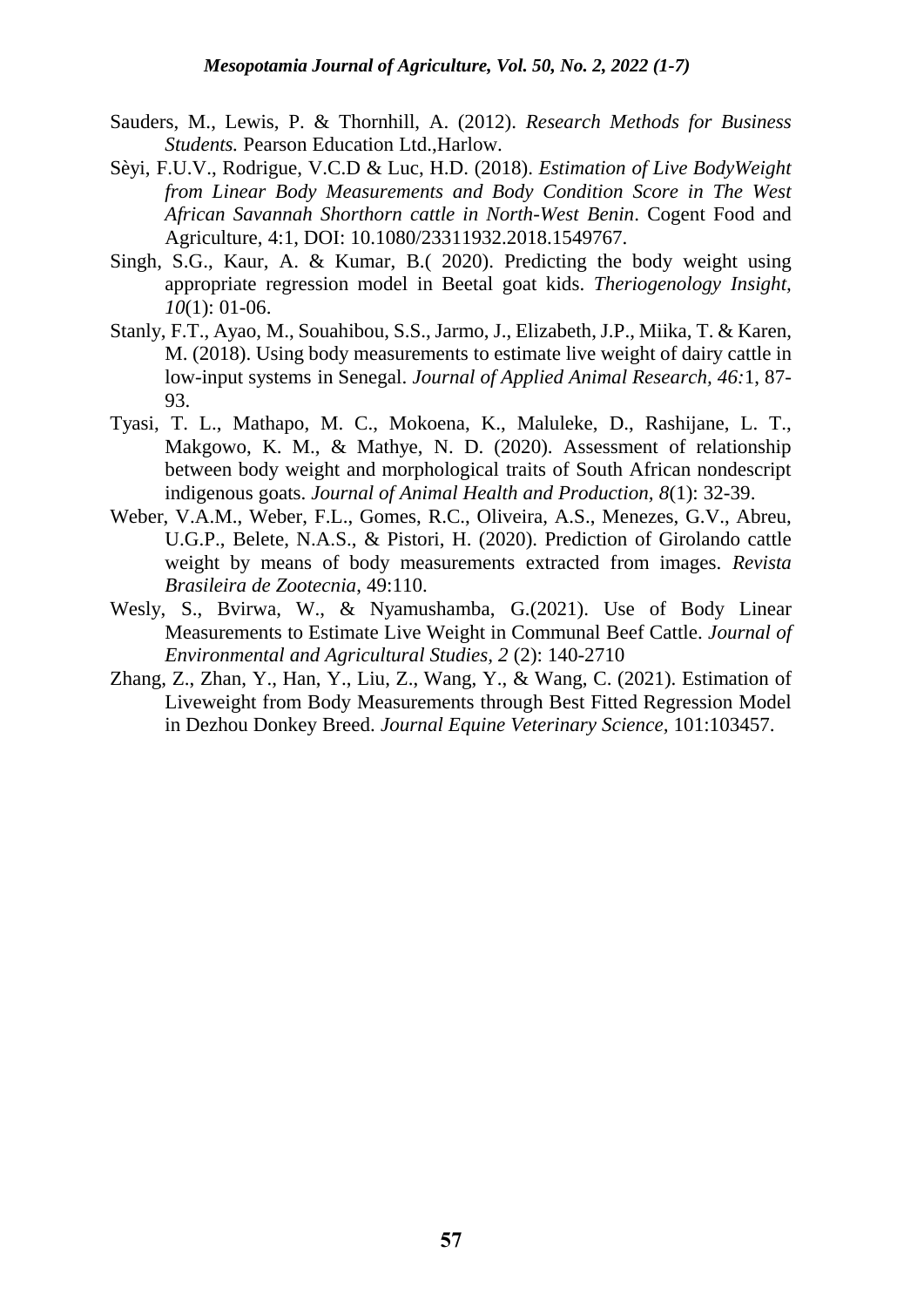Sauders, M., Lewis, P. & Thornhill, A. (2012). *Research Methods for Business Students.* Pearson Education Ltd.,Harlow.

Sèyi, F.U.V., Rodrigue, V.C.D & Luc, H.D. (2018). *Estimation of Live BodyWeight from Linear Body Measurements and Body Condition Score in The West African Savannah Shorthorn cattle in North-West Benin*. Cogent Food and Agriculture, 4:1, DOI: 10.1080/23311932.2018.1549767.

Singh, S.G., Kaur, A. & Kumar, B.( 2020). Predicting the body weight using appropriate regression model in Beetal goat kids. *Theriogenology Insight, 10*(1): 01-06.

Stanly, F.T., Ayao, M., Souahibou, S.S., Jarmo, J., Elizabeth, J.P., Miika, T. & Karen, M. (2018). Using body measurements to estimate live weight of dairy cattle in low-input systems in Senegal. *Journal of Applied Animal Research, 46:*1, 87-93.

Tyasi, T. L., Mathapo, M. C., Mokoena, K., Maluleke, D., Rashijane, L. T., Makgowo, K. M., & Mathye, N. D. (2020). Assessment of relationship between body weight and morphological traits of South African nondescript indigenous goats. *Journal of Animal Health and Production, 8*(1): 32-39.

Weber, V.A.M., Weber, F.L., Gomes, R.C., Oliveira, A.S., Menezes, G.V., Abreu, U.G.P., Belete, N.A.S., & Pistori, H. (2020). Prediction of Girolando cattle weight by means of body measurements extracted from images. *Revista Brasileira de Zootecnia*, 49:110.

Wesly, S., Bvirwa, W., & Nyamushamba, G.(2021). Use of Body Linear Measurements to Estimate Live Weight in Communal Beef Cattle. *Journal of Environmental and Agricultural Studies, 2* (2): 140-2710

Zhang, Z., Zhan, Y., Han, Y., Liu, Z., Wang, Y., & Wang, C. (2021). Estimation of Liveweight from Body Measurements through Best Fitted Regression Model in Dezhou Donkey Breed. *Journal Equine Veterinary Science,* 101:103457.